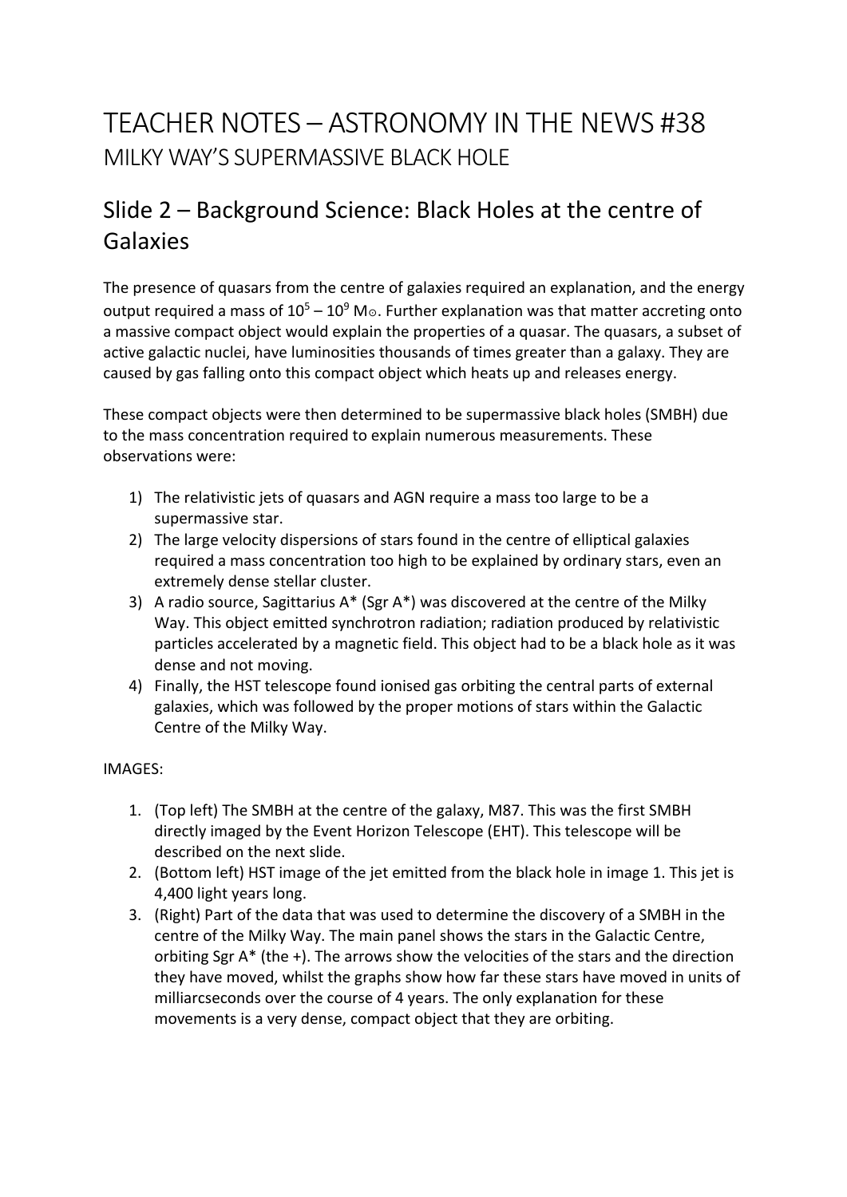# TEACHER NOTES – ASTRONOMY IN THE NEWS #38

## MILKY WAY'S SUPERMASSIVE BLACK HOLE

## Slide 2 – Background Science: Black Holes at the centre of Galaxies

The presence of quasars from the centre of galaxies required an explanation, and the energy output required a mass of $10^5 – 10^9$ $M_\odot$. Further explanation was that matter accreting onto a massive compact object would explain the properties of a quasar. The quasars, a subset of active galactic nuclei, have luminosities thousands of times greater than a galaxy. They are caused by gas falling onto this compact object which heats up and releases energy.

These compact objects were then determined to be supermassive black holes (SMBH) due to the mass concentration required to explain numerous measurements. These observations were:

1) The relativistic jets of quasars and AGN require a mass too large to be a supermassive star.
2) The large velocity dispersions of stars found in the centre of elliptical galaxies required a mass concentration too high to be explained by ordinary stars, even an extremely dense stellar cluster.
3) A radio source, Sagittarius A* (Sgr A*) was discovered at the centre of the Milky Way. This object emitted synchrotron radiation; radiation produced by relativistic particles accelerated by a magnetic field. This object had to be a black hole as it was dense and not moving.
4) Finally, the HST telescope found ionised gas orbiting the central parts of external galaxies, which was followed by the proper motions of stars within the Galactic Centre of the Milky Way.

IMAGES:

1. (Top left) The SMBH at the centre of the galaxy, M87. This was the first SMBH directly imaged by the Event Horizon Telescope (EHT). This telescope will be described on the next slide.
2. (Bottom left) HST image of the jet emitted from the black hole in image 1. This jet is 4,400 light years long.
3. (Right) Part of the data that was used to determine the discovery of a SMBH in the centre of the Milky Way. The main panel shows the stars in the Galactic Centre, orbiting Sgr A* (the +). The arrows show the velocities of the stars and the direction they have moved, whilst the graphs show how far these stars have moved in units of milliarcseconds over the course of 4 years. The only explanation for these movements is a very dense, compact object that they are orbiting.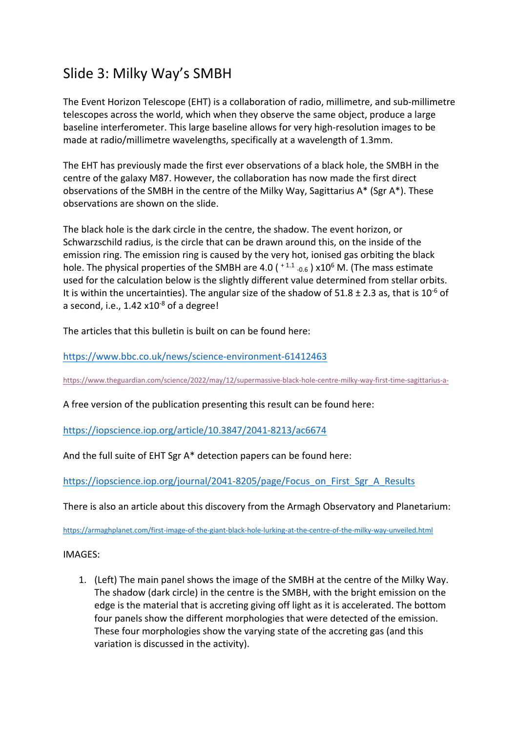# Slide 3: Milky Way's SMBH

The Event Horizon Telescope (EHT) is a collaboration of radio, millimetre, and sub-millimetre telescopes across the world, which when they observe the same object, produce a large baseline interferometer. This large baseline allows for very high-resolution images to be made at radio/millimetre wavelengths, specifically at a wavelength of 1.3mm.

The EHT has previously made the first ever observations of a black hole, the SMBH in the centre of the galaxy M87. However, the collaboration has now made the first direct observations of the SMBH in the centre of the Milky Way, Sagittarius A* (Sgr A*). These observations are shown on the slide.

The black hole is the dark circle in the centre, the shadow. The event horizon, or Schwarzschild radius, is the circle that can be drawn around this, on the inside of the emission ring. The emission ring is caused by the very hot, ionised gas orbiting the black hole. The physical properties of the SMBH are $4.0\ (^{+1.1}_{-0.6})\ \times 10^{6}$ M. (The mass estimate used for the calculation below is the slightly different value determined from stellar orbits. It is within the uncertainties). The angular size of the shadow of 51.8 ± 2.3 as, that is $10^{-6}$ of a second, i.e., $1.42 \times 10^{-8}$ of a degree!

The articles that this bulletin is built on can be found here:

https://www.bbc.co.uk/news/science-environment-61412463

https://www.theguardian.com/science/2022/may/12/supermassive-black-hole-centre-milky-way-first-time-sagittarius-a-

A free version of the publication presenting this result can be found here:

https://iopscience.iop.org/article/10.3847/2041-8213/ac6674

And the full suite of EHT Sgr A* detection papers can be found here:

https://iopscience.iop.org/journal/2041-8205/page/Focus_on_First_Sgr_A_Results

There is also an article about this discovery from the Armagh Observatory and Planetarium:

https://armaghplanet.com/first-image-of-the-giant-black-hole-lurking-at-the-centre-of-the-milky-way-unveiled.html

IMAGES:

1. (Left) The main panel shows the image of the SMBH at the centre of the Milky Way. The shadow (dark circle) in the centre is the SMBH, with the bright emission on the edge is the material that is accreting giving off light as it is accelerated. The bottom four panels show the different morphologies that were detected of the emission. These four morphologies show the varying state of the accreting gas (and this variation is discussed in the activity).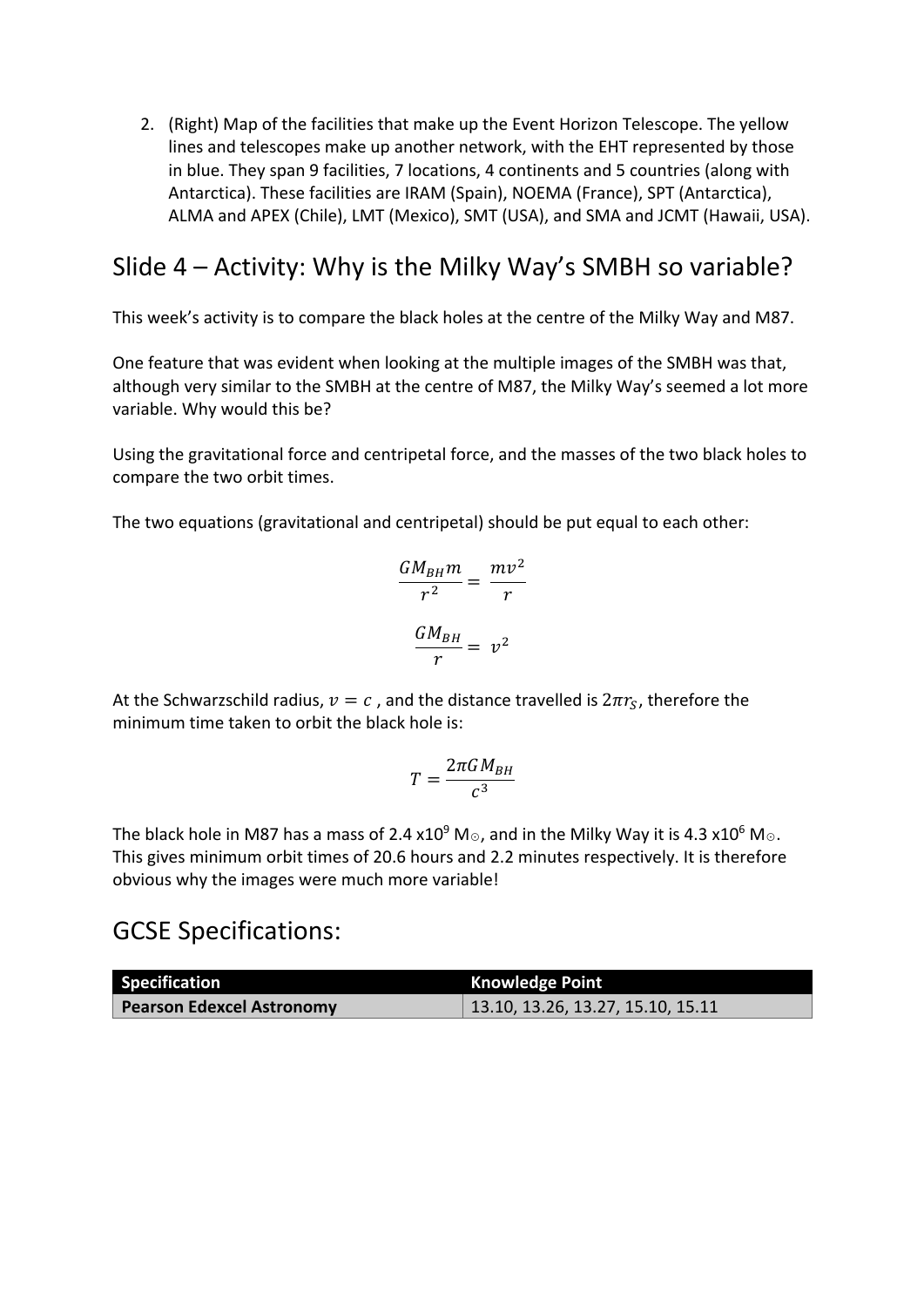2. (Right) Map of the facilities that make up the Event Horizon Telescope. The yellow lines and telescopes make up another network, with the EHT represented by those in blue. They span 9 facilities, 7 locations, 4 continents and 5 countries (along with Antarctica). These facilities are IRAM (Spain), NOEMA (France), SPT (Antarctica), ALMA and APEX (Chile), LMT (Mexico), SMT (USA), and SMA and JCMT (Hawaii, USA).

## Slide 4 – Activity: Why is the Milky Way's SMBH so variable?

This week's activity is to compare the black holes at the centre of the Milky Way and M87.

One feature that was evident when looking at the multiple images of the SMBH was that, although very similar to the SMBH at the centre of M87, the Milky Way's seemed a lot more variable. Why would this be?

Using the gravitational force and centripetal force, and the masses of the two black holes to compare the two orbit times.

The two equations (gravitational and centripetal) should be put equal to each other:

$$\frac{GM_{BH}m}{r^2} = \frac{mv^2}{r}$$

$$\frac{GM_{BH}}{r} = v^2$$

At the Schwarzschild radius, $v = c$ , and the distance travelled is $2\pi r_S$, therefore the minimum time taken to orbit the black hole is:

$$T = \frac{2\pi GM_{BH}}{c^3}$$

The black hole in M87 has a mass of 2.4 $\times 10^9$ $M_\odot$, and in the Milky Way it is 4.3 $\times 10^6$ $M_\odot$. This gives minimum orbit times of 20.6 hours and 2.2 minutes respectively. It is therefore obvious why the images were much more variable!

## GCSE Specifications:

| Specification | Knowledge Point |
| --- | --- |
| **Pearson Edexcel Astronomy** | 13.10, 13.26, 13.27, 15.10, 15.11 |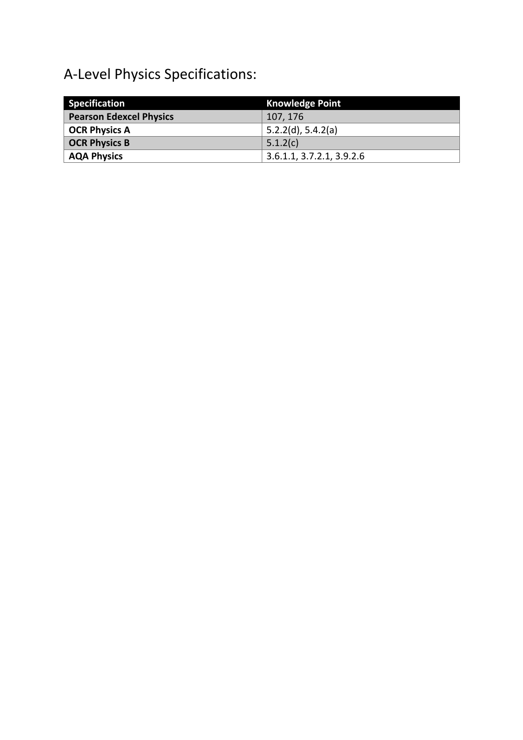# A-Level Physics Specifications:

| Specification | Knowledge Point |
| --- | --- |
| **Pearson Edexcel Physics** | 107, 176 |
| **OCR Physics A** | 5.2.2(d), 5.4.2(a) |
| **OCR Physics B** | 5.1.2(c) |
| **AQA Physics** | 3.6.1.1, 3.7.2.1, 3.9.2.6 |